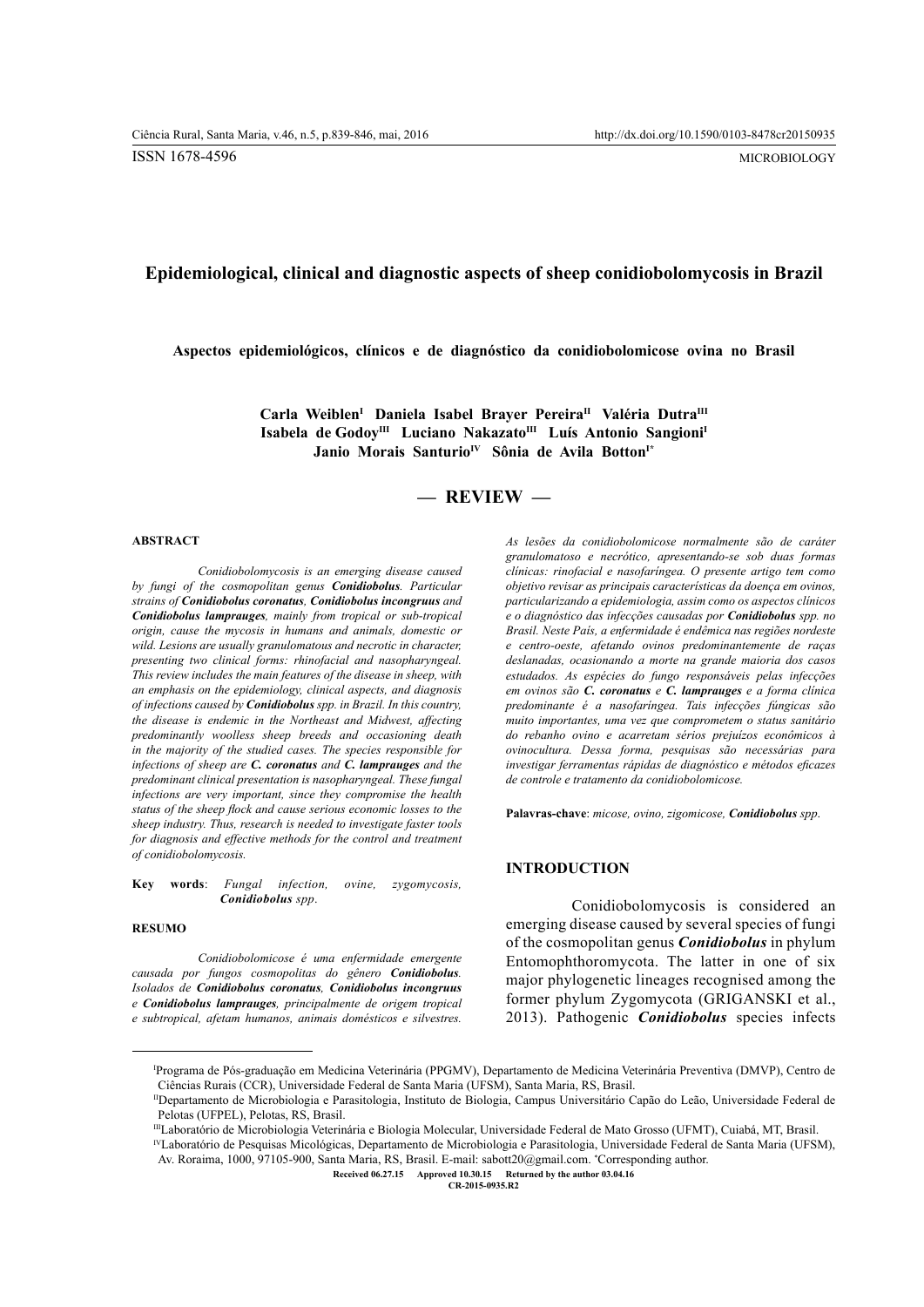ISSN 1678-4596

MICROBIOLOGY

# Epidemiological, clinical and diagnostic aspects of sheep conidiobolomycosis in Brazil

## Aspectos epidemiológicos, clínicos e de diagnóstico da conidiobolomicose ovina no Brasil

**Carla Weiblen[I] Daniela Isabel Brayer Pereira[II] Valéria Dutra[III] Isabela de Godoy[III] Luciano Nakazato[III] Luís Antonio Sangioni[I] Janio Morais Santurio[IV] Sônia de Avila Botton[I*]**

## — REVIEW —

### ABSTRACT

*Conidiobolomycosis is an emerging disease caused by fungi of the cosmopolitan genus **Conidiobolus**. Particular strains of **Conidiobolus coronatus**, **Conidiobolus incongruus** and **Conidiobolus lamprauges**, mainly from tropical or sub-tropical origin, cause the mycosis in humans and animals, domestic or wild. Lesions are usually granulomatous and necrotic in character, presenting two clinical forms: rhinofacial and nasopharyngeal. This review includes the main features of the disease in sheep, with an emphasis on the epidemiology, clinical aspects, and diagnosis of infections caused by **Conidiobolus** spp. in Brazil. In this country, the disease is endemic in the Northeast and Midwest, affecting predominantly woolless sheep breeds and occasioning death in the majority of the studied cases. The species responsible for infections of sheep are **C. coronatus** and **C. lamprauges** and the predominant clinical presentation is nasopharyngeal. These fungal infections are very important, since they compromise the health status of the sheep flock and cause serious economic losses to the sheep industry. Thus, research is needed to investigate faster tools for diagnosis and effective methods for the control and treatment of conidiobolomycosis.*

**Key words**: *Fungal infection, ovine, zygomycosis, **Conidiobolus** spp.*

### RESUMO

*Conidiobolomicose é uma enfermidade emergente causada por fungos cosmopolitas do gênero **Conidiobolus**. Isolados de **Conidiobolus coronatus**, **Conidiobolus incongruus** e **Conidiobolus lamprauges**, principalmente de origem tropical e subtropical, afetam humanos, animais domésticos e silvestres. As lesões da conidiobolomicose normalmente são de caráter granulomatoso e necrótico, apresentando-se sob duas formas clínicas: rinofacial e nasofaríngea. O presente artigo tem como objetivo revisar as principais características da doença em ovinos, particularizando a epidemiologia, assim como os aspectos clínicos e o diagnóstico das infecções causadas por **Conidiobolus** spp. no Brasil. Neste País, a enfermidade é endêmica nas regiões nordeste e centro-oeste, afetando ovinos predominantemente de raças deslanadas, ocasionando a morte na grande maioria dos casos estudados. As espécies do fungo responsáveis pelas infecções em ovinos são **C. coronatus** e **C. lamprauges** e a forma clínica predominante é a nasofaríngea. Tais infecções fúngicas são muito importantes, uma vez que comprometem o status sanitário do rebanho ovino e acarretam sérios prejuízos econômicos à ovinocultura. Dessa forma, pesquisas são necessárias para investigar ferramentas rápidas de diagnóstico e métodos eficazes de controle e tratamento da conidiobolomicose.*

**Palavras-chave**: *micose, ovino, zigomicose, **Conidiobolus** spp.*

## INTRODUCTION

Conidiobolomycosis is considered an emerging disease caused by several species of fungi of the cosmopolitan genus ***Conidiobolus*** in phylum Entomophthoromycota. The latter in one of six major phylogenetic lineages recognised among the former phylum Zygomycota (GRIGANSKI et al., 2013). Pathogenic ***Conidiobolus*** species infects

---

[I]Programa de Pós-graduação em Medicina Veterinária (PPGMV), Departamento de Medicina Veterinária Preventiva (DMVP), Centro de Ciências Rurais (CCR), Universidade Federal de Santa Maria (UFSM), Santa Maria, RS, Brasil.

[II]Departamento de Microbiologia e Parasitologia, Instituto de Biologia, Campus Universitário Capão do Leão, Universidade Federal de Pelotas (UFPEL), Pelotas, RS, Brasil.

[III]Laboratório de Microbiologia Veterinária e Biologia Molecular, Universidade Federal de Mato Grosso (UFMT), Cuiabá, MT, Brasil.

[IV]Laboratório de Pesquisas Micológicas, Departamento de Microbiologia e Parasitologia, Universidade Federal de Santa Maria (UFSM), Av. Roraima, 1000, 97105-900, Santa Maria, RS, Brasil. E-mail: sabott20@gmail.com. *Corresponding author.

**Received 06.27.15 Approved 10.30.15 Returned by the author 03.04.16**
**CR-2015-0935.R2**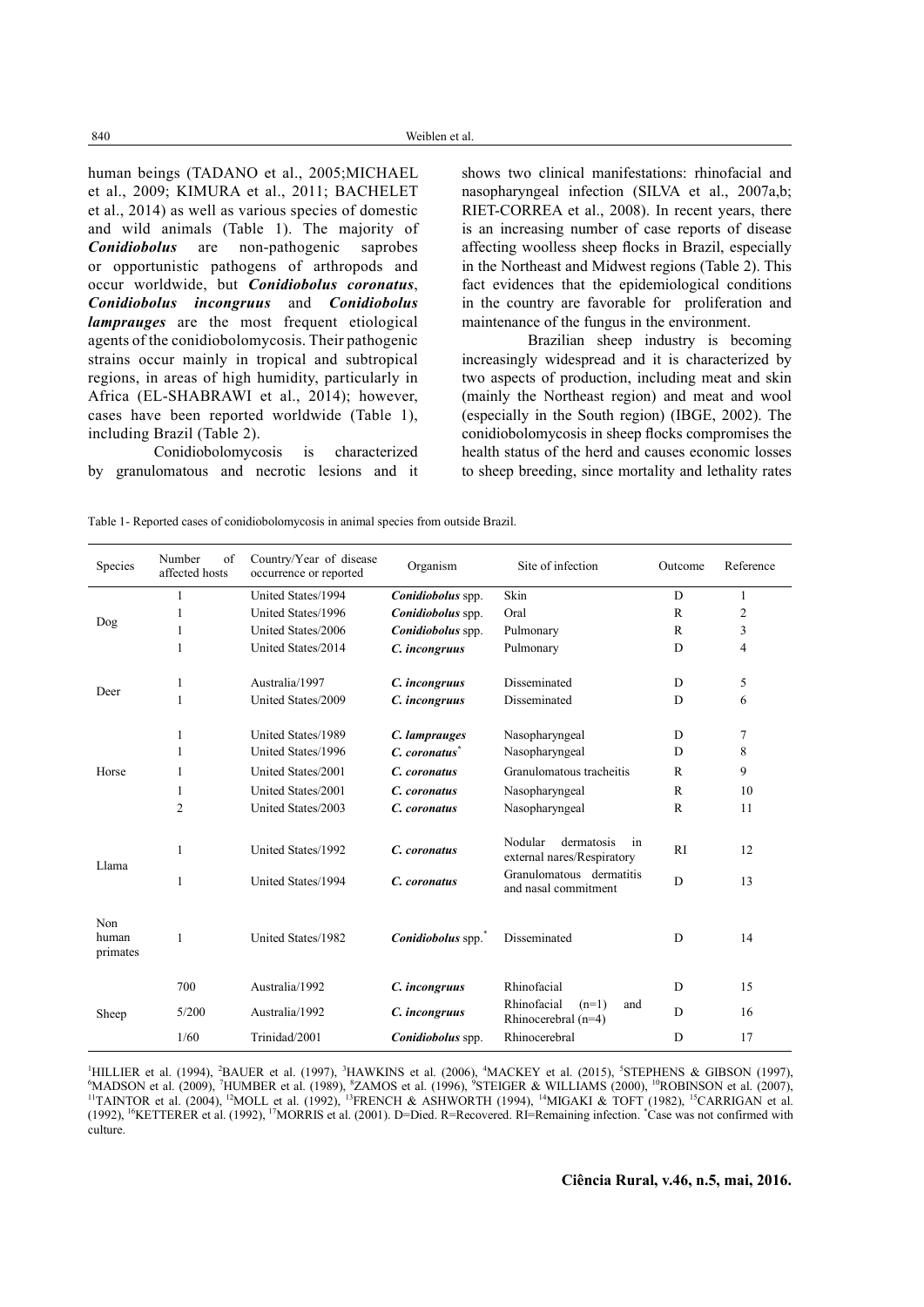human beings (TADANO et al., 2005;MICHAEL et al., 2009; KIMURA et al., 2011; BACHELET et al., 2014) as well as various species of domestic and wild animals (Table 1). The majority of ***Conidiobolus*** are non-pathogenic saprobes or opportunistic pathogens of arthropods and occur worldwide, but ***Conidiobolus coronatus***, ***Conidiobolus incongruus*** and ***Conidiobolus lamprauges*** are the most frequent etiological agents of the conidiobolomycosis. Their pathogenic strains occur mainly in tropical and subtropical regions, in areas of high humidity, particularly in Africa (EL-SHABRAWI et al., 2014); however, cases have been reported worldwide (Table 1), including Brazil (Table 2).

Conidiobolomycosis is characterized by granulomatous and necrotic lesions and it shows two clinical manifestations: rhinofacial and nasopharyngeal infection (SILVA et al., 2007a,b; RIET-CORREA et al., 2008). In recent years, there is an increasing number of case reports of disease affecting woolless sheep flocks in Brazil, especially in the Northeast and Midwest regions (Table 2). This fact evidences that the epidemiological conditions in the country are favorable for proliferation and maintenance of the fungus in the environment.

Brazilian sheep industry is becoming increasingly widespread and it is characterized by two aspects of production, including meat and skin (mainly the Northeast region) and meat and wool (especially in the South region) (IBGE, 2002). The conidiobolomycosis in sheep flocks compromises the health status of the herd and causes economic losses to sheep breeding, since mortality and lethality rates

Table 1- Reported cases of conidiobolomycosis in animal species from outside Brazil.

| Species | Number of affected hosts | Country/Year of disease occurrence or reported | Organism | Site of infection | Outcome | Reference |
|---|---|---|---|---|---|---|
| Dog | 1 | United States/1994 | ***Conidiobolus*** **spp.** | Skin | D | 1 |
| | 1 | United States/1996 | ***Conidiobolus*** **spp.** | Oral | R | 2 |
| | 1 | United States/2006 | ***Conidiobolus*** **spp.** | Pulmonary | R | 3 |
| | 1 | United States/2014 | ***C. incongruus*** | Pulmonary | D | 4 |
| Deer | 1 | Australia/1997 | ***C. incongruus*** | Disseminated | D | 5 |
| | 1 | United States/2009 | ***C. incongruus*** | Disseminated | D | 6 |
| Horse | 1 | United States/1989 | ***C. lamprauges*** | Nasopharyngeal | D | 7 |
| | 1 | United States/1996 | ***C. coronatus**** | Nasopharyngeal | D | 8 |
| | 1 | United States/2001 | ***C. coronatus*** | Granulomatous tracheitis | R | 9 |
| | 1 | United States/2001 | ***C. coronatus*** | Nasopharyngeal | R | 10 |
| | 2 | United States/2003 | ***C. coronatus*** | Nasopharyngeal | R | 11 |
| Llama | 1 | United States/1992 | ***C. coronatus*** | Nodular dermatosis in external nares/Respiratory | RI | 12 |
| | 1 | United States/1994 | ***C. coronatus*** | Granulomatous dermatitis and nasal commitment | D | 13 |
| Non human primates | 1 | United States/1982 | ***Conidiobolus*** **spp.*** | Disseminated | D | 14 |
| Sheep | 700 | Australia/1992 | ***C. incongruus*** | Rhinofacial | D | 15 |
| | 5/200 | Australia/1992 | ***C. incongruus*** | Rhinofacial (n=1) and Rhinocerebral (n=4) | D | 16 |
| | 1/60 | Trinidad/2001 | ***Conidiobolus*** **spp.** | Rhinocerebral | D | 17 |

[1]HILLIER et al. (1994), [2]BAUER et al. (1997), [3]HAWKINS et al. (2006), [4]MACKEY et al. (2015), [5]STEPHENS & GIBSON (1997), [6]MADSON et al. (2009), [7]HUMBER et al. (1989), [8]ZAMOS et al. (1996), [9]STEIGER & WILLIAMS (2000), [10]ROBINSON et al. (2007), [11]TAINTOR et al. (2004), [12]MOLL et al. (1992), [13]FRENCH & ASHWORTH (1994), [14]MIGAKI & TOFT (1982), [15]CARRIGAN et al. (1992), [16]KETTERER et al. (1992), [17]MORRIS et al. (2001). D=Died. R=Recovered. RI=Remaining infection. *Case was not confirmed with culture.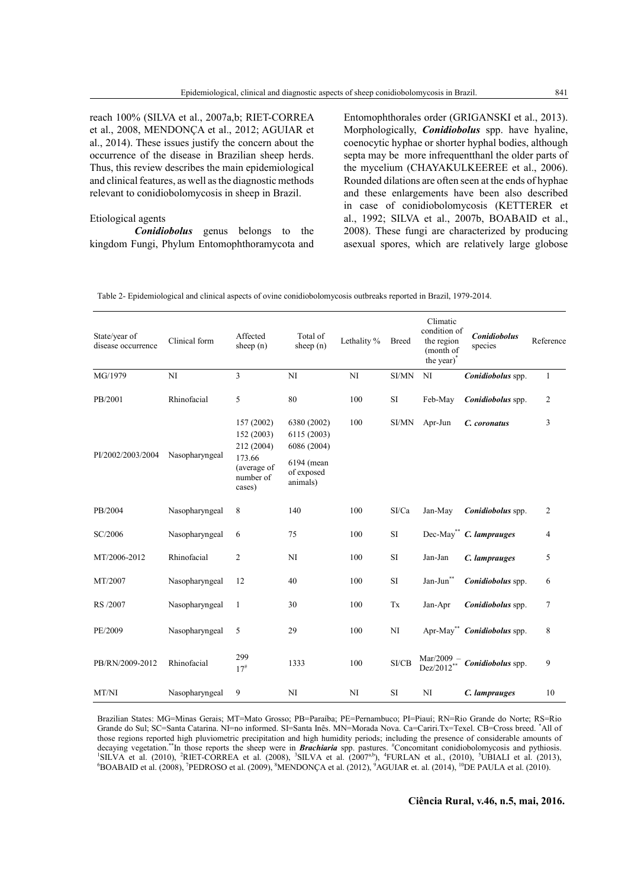reach 100% (SILVA et al., 2007a,b; RIET-CORREA et al., 2008, MENDONÇA et al., 2012; AGUIAR et al., 2014). These issues justify the concern about the occurrence of the disease in Brazilian sheep herds. Thus, this review describes the main epidemiological and clinical features, as well as the diagnostic methods relevant to conidiobolomycosis in sheep in Brazil.

## Etiological agents

***Conidiobolus*** genus belongs to the kingdom Fungi, Phylum Entomophthoramycota and Entomophthorales order (GRIGANSKI et al., 2013). Morphologically, ***Conidiobolus*** spp. have hyaline, coenocytic hyphae or shorter hyphal bodies, although septa may be more infrequentthanl the older parts of the mycelium (CHAYAKULKEEREE et al., 2006). Rounded dilations are often seen at the ends of hyphae and these enlargements have been also described in case of conidiobolomycosis (KETTERER et al., 1992; SILVA et al., 2007b, BOABAID et al., 2008). These fungi are characterized by producing asexual spores, which are relatively large globose

Table 2- Epidemiological and clinical aspects of ovine conidiobolomycosis outbreaks reported in Brazil, 1979-2014.

| State/year of disease occurrence | Clinical form | Affected sheep (n) | Total of sheep (n) | Lethality % | Breed | Climatic condition of the region (month of the year)* | *Conidiobolus* species | Reference |
|---|---|---|---|---|---|---|---|---|
| MG/1979 | NI | 3 | NI | NI | SI/MN | NI | ***Conidiobolus*** **spp.** | 1 |
| PB/2001 | Rhinofacial | 5 | 80 | 100 | SI | Feb-May | ***Conidiobolus*** **spp.** | 2 |
| PI/2002/2003/2004 | Nasopharyngeal | 157 (2002) 152 (2003) 212 (2004) 173.66 (average of number of cases) | 6380 (2002) 6115 (2003) 6086 (2004) 6194 (mean of exposed animals) | 100 | SI/MN | Apr-Jun | ***C. coronatus*** | 3 |
| PB/2004 | Nasopharyngeal | 8 | 140 | 100 | SI/Ca | Jan-May | ***Conidiobolus*** **spp.** | 2 |
| SC/2006 | Nasopharyngeal | 6 | 75 | 100 | SI | Dec-May** | ***C. lamprauges*** | 4 |
| MT/2006-2012 | Rhinofacial | 2 | NI | 100 | SI | Jan-Jan | ***C. lamprauges*** | 5 |
| MT/2007 | Nasopharyngeal | 12 | 40 | 100 | SI | Jan-Jun** | ***Conidiobolus*** **spp.** | 6 |
| RS /2007 | Nasopharyngeal | 1 | 30 | 100 | Tx | Jan-Apr | ***Conidiobolus*** **spp.** | 7 |
| PE/2009 | Nasopharyngeal | 5 | 29 | 100 | NI | Apr-May** | ***Conidiobolus*** **spp.** | 8 |
| PB/RN/2009-2012 | Rhinofacial | 299 17# | 1333 | 100 | SI/CB | Mar/2009 – Dez/2012** | ***Conidiobolus*** **spp.** | 9 |
| MT/NI | Nasopharyngeal | 9 | NI | NI | SI | NI | ***C. lamprauges*** | 10 |

Brazilian States: MG=Minas Gerais; MT=Mato Grosso; PB=Paraíba; PE=Pernambuco; PI=Piauí; RN=Rio Grande do Norte; RS=Rio Grande do Sul; SC=Santa Catarina. NI=no informed. SI=Santa Inês. MN=Morada Nova. Ca=Cariri.Tx=Texel. CB=Cross breed. *All of those regions reported high pluviometric precipitation and high humidity periods; including the presence of considerable amounts of decaying vegetation.**In those reports the sheep were in ***Brachiaria*** spp. pastures. #Concomitant conidiobolomycosis and pythiosis. [1]SILVA et al. (2010), [2]RIET-CORREA et al. (2008), [3]SILVA et al. (2007[a,b]), [4]FURLAN et al., (2010), [5]UBIALI et al. (2013), [6]BOABAID et al. (2008), [7]PEDROSO et al. (2009), [8]MENDONÇA et al. (2012), [9]AGUIAR et. al. (2014), [10]DE PAULA et al. (2010).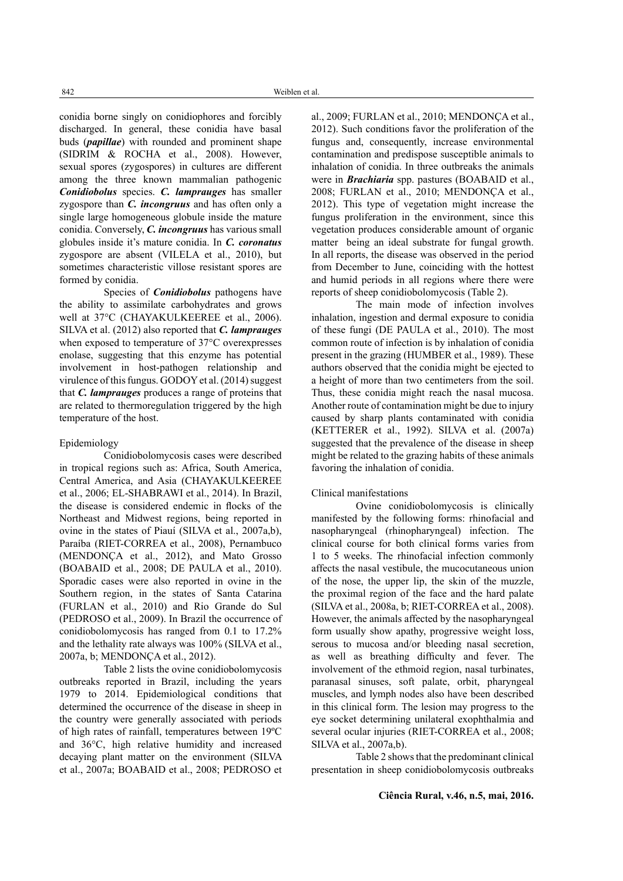conidia borne singly on conidiophores and forcibly discharged. In general, these conidia have basal buds (***papillae***) with rounded and prominent shape (SIDRIM & ROCHA et al., 2008). However, sexual spores (zygospores) in cultures are different among the three known mammalian pathogenic ***Conidiobolus*** species. ***C. lamprauges*** has smaller zygospore than ***C. incongruus*** and has often only a single large homogeneous globule inside the mature conidia. Conversely, ***C. incongruus*** has various small globules inside it's mature conidia. In ***C. coronatus*** zygospore are absent (VILELA et al., 2010), but sometimes characteristic villose resistant spores are formed by conidia.

Species of ***Conidiobolus*** pathogens have the ability to assimilate carbohydrates and grows well at 37°C (CHAYAKULKEEREE et al., 2006). SILVA et al. (2012) also reported that ***C. lamprauges*** when exposed to temperature of 37°C overexpresses enolase, suggesting that this enzyme has potential involvement in host-pathogen relationship and virulence of this fungus. GODOY et al. (2014) suggest that ***C. lamprauges*** produces a range of proteins that are related to thermoregulation triggered by the high temperature of the host.

## Epidemiology

Conidiobolomycosis cases were described in tropical regions such as: Africa, South America, Central America, and Asia (CHAYAKULKEEREE et al., 2006; EL-SHABRAWI et al., 2014). In Brazil, the disease is considered endemic in flocks of the Northeast and Midwest regions, being reported in ovine in the states of Piauí (SILVA et al., 2007a,b), Paraíba (RIET-CORREA et al., 2008), Pernambuco (MENDONÇA et al., 2012), and Mato Grosso (BOABAID et al., 2008; DE PAULA et al., 2010). Sporadic cases were also reported in ovine in the Southern region, in the states of Santa Catarina (FURLAN et al., 2010) and Rio Grande do Sul (PEDROSO et al., 2009). In Brazil the occurrence of conidiobolomycosis has ranged from 0.1 to 17.2% and the lethality rate always was 100% (SILVA et al., 2007a, b; MENDONÇA et al., 2012).

Table 2 lists the ovine conidiobolomycosis outbreaks reported in Brazil, including the years 1979 to 2014. Epidemiological conditions that determined the occurrence of the disease in sheep in the country were generally associated with periods of high rates of rainfall, temperatures between 19ºC and 36°C, high relative humidity and increased decaying plant matter on the environment (SILVA et al., 2007a; BOABAID et al., 2008; PEDROSO et al., 2009; FURLAN et al., 2010; MENDONÇA et al., 2012). Such conditions favor the proliferation of the fungus and, consequently, increase environmental contamination and predispose susceptible animals to inhalation of conidia. In three outbreaks the animals were in ***Brachiaria*** spp. pastures (BOABAID et al., 2008; FURLAN et al., 2010; MENDONÇA et al., 2012). This type of vegetation might increase the fungus proliferation in the environment, since this vegetation produces considerable amount of organic matter being an ideal substrate for fungal growth. In all reports, the disease was observed in the period from December to June, coinciding with the hottest and humid periods in all regions where there were reports of sheep conidiobolomycosis (Table 2).

The main mode of infection involves inhalation, ingestion and dermal exposure to conidia of these fungi (DE PAULA et al., 2010). The most common route of infection is by inhalation of conidia present in the grazing (HUMBER et al., 1989). These authors observed that the conidia might be ejected to a height of more than two centimeters from the soil. Thus, these conidia might reach the nasal mucosa. Another route of contamination might be due to injury caused by sharp plants contaminated with conidia (KETTERER et al., 1992). SILVA et al. (2007a) suggested that the prevalence of the disease in sheep might be related to the grazing habits of these animals favoring the inhalation of conidia.

## Clinical manifestations

Ovine conidiobolomycosis is clinically manifested by the following forms: rhinofacial and nasopharyngeal (rhinopharyngeal) infection. The clinical course for both clinical forms varies from 1 to 5 weeks. The rhinofacial infection commonly affects the nasal vestibule, the mucocutaneous union of the nose, the upper lip, the skin of the muzzle, the proximal region of the face and the hard palate (SILVA et al., 2008a, b; RIET-CORREA et al., 2008). However, the animals affected by the nasopharyngeal form usually show apathy, progressive weight loss, serous to mucosa and/or bleeding nasal secretion, as well as breathing difficulty and fever. The involvement of the ethmoid region, nasal turbinates, paranasal sinuses, soft palate, orbit, pharyngeal muscles, and lymph nodes also have been described in this clinical form. The lesion may progress to the eye socket determining unilateral exophthalmia and several ocular injuries (RIET-CORREA et al., 2008; SILVA et al., 2007a,b).

Table 2 shows that the predominant clinical presentation in sheep conidiobolomycosis outbreaks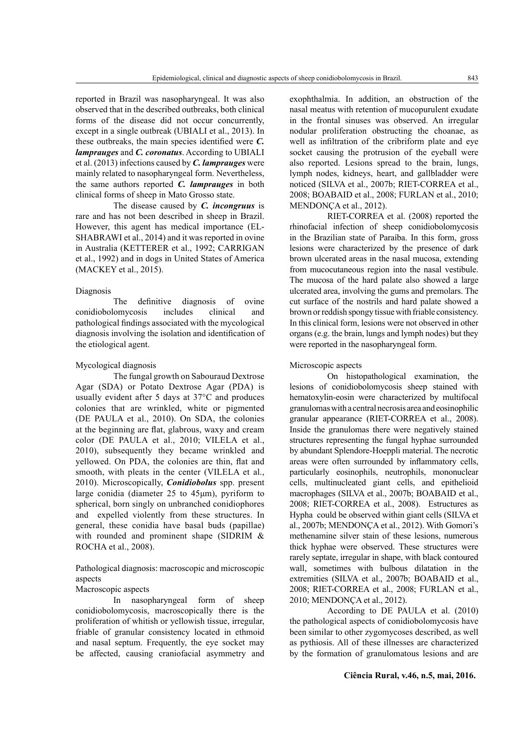reported in Brazil was nasopharyngeal. It was also observed that in the described outbreaks, both clinical forms of the disease did not occur concurrently, except in a single outbreak (UBIALI et al., 2013). In these outbreaks, the main species identified were ***C. lamprauges*** and ***C. coronatus***. According to UBIALI et al. (2013) infections caused by ***C. lamprauges*** were mainly related to nasopharyngeal form. Nevertheless, the same authors reported ***C. lamprauges*** in both clinical forms of sheep in Mato Grosso state.

The disease caused by ***C. incongruus*** is rare and has not been described in sheep in Brazil. However, this agent has medical importance (EL-SHABRAWI et al., 2014) and it was reported in ovine in Australia (KETTERER et al., 1992; CARRIGAN et al., 1992) and in dogs in United States of America (MACKEY et al., 2015).

### Diagnosis

The definitive diagnosis of ovine conidiobolomycosis includes clinical and pathological findings associated with the mycological diagnosis involving the isolation and identification of the etiological agent.

### Mycological diagnosis

The fungal growth on Sabouraud Dextrose Agar (SDA) or Potato Dextrose Agar (PDA) is usually evident after 5 days at 37°C and produces colonies that are wrinkled, white or pigmented (DE PAULA et al., 2010). On SDA, the colonies at the beginning are flat, glabrous, waxy and cream color (DE PAULA et al., 2010; VILELA et al., 2010), subsequently they became wrinkled and yellowed. On PDA, the colonies are thin, flat and smooth, with pleats in the center (VILELA et al., 2010). Microscopically, ***Conidiobolus*** spp. present large conidia (diameter 25 to 45μm), pyriform to spherical, born singly on unbranched conidiophores and expelled violently from these structures. In general, these conidia have basal buds (papillae) with rounded and prominent shape (SIDRIM & ROCHA et al., 2008).

### Pathological diagnosis: macroscopic and microscopic aspects

#### Macroscopic aspects

In nasopharyngeal form of sheep conidiobolomycosis, macroscopically there is the proliferation of whitish or yellowish tissue, irregular, friable of granular consistency located in ethmoid and nasal septum. Frequently, the eye socket may be affected, causing craniofacial asymmetry and exophthalmia. In addition, an obstruction of the nasal meatus with retention of mucopurulent exudate in the frontal sinuses was observed. An irregular nodular proliferation obstructing the choanae, as well as infiltration of the cribriform plate and eye socket causing the protrusion of the eyeball were also reported. Lesions spread to the brain, lungs, lymph nodes, kidneys, heart, and gallbladder were noticed (SILVA et al., 2007b; RIET-CORREA et al., 2008; BOABAID et al., 2008; FURLAN et al., 2010; MENDONÇA et al., 2012).

RIET-CORREA et al. (2008) reported the rhinofacial infection of sheep conidiobolomycosis in the Brazilian state of Paraíba. In this form, gross lesions were characterized by the presence of dark brown ulcerated areas in the nasal mucosa, extending from mucocutaneous region into the nasal vestibule. The mucosa of the hard palate also showed a large ulcerated area, involving the gums and premolars. The cut surface of the nostrils and hard palate showed a brown or reddish spongy tissue with friable consistency. In this clinical form, lesions were not observed in other organs (e.g. the brain, lungs and lymph nodes) but they were reported in the nasopharyngeal form.

#### Microscopic aspects

On histopathological examination, the lesions of conidiobolomycosis sheep stained with hematoxylin-eosin were characterized by multifocal granulomas with a central necrosis area and eosinophilic granular appearance (RIET-CORREA et al., 2008). Inside the granulomas there were negatively stained structures representing the fungal hyphae surrounded by abundant Splendore-Hoeppli material. The necrotic areas were often surrounded by inflammatory cells, particularly eosinophils, neutrophils, mononuclear cells, multinucleated giant cells, and epithelioid macrophages (SILVA et al., 2007b; BOABAID et al., 2008; RIET-CORREA et al., 2008). Estructures as Hypha could be observed within giant cells (SILVA et al., 2007b; MENDONÇA et al., 2012). With Gomori's methenamine silver stain of these lesions, numerous thick hyphae were observed. These structures were rarely septate, irregular in shape, with black contoured wall, sometimes with bulbous dilatation in the extremities (SILVA et al., 2007b; BOABAID et al., 2008; RIET-CORREA et al., 2008; FURLAN et al., 2010; MENDONÇA et al., 2012).

According to DE PAULA et al. (2010) the pathological aspects of conidiobolomycosis have been similar to other zygomycoses described, as well as pythiosis. All of these illnesses are characterized by the formation of granulomatous lesions and are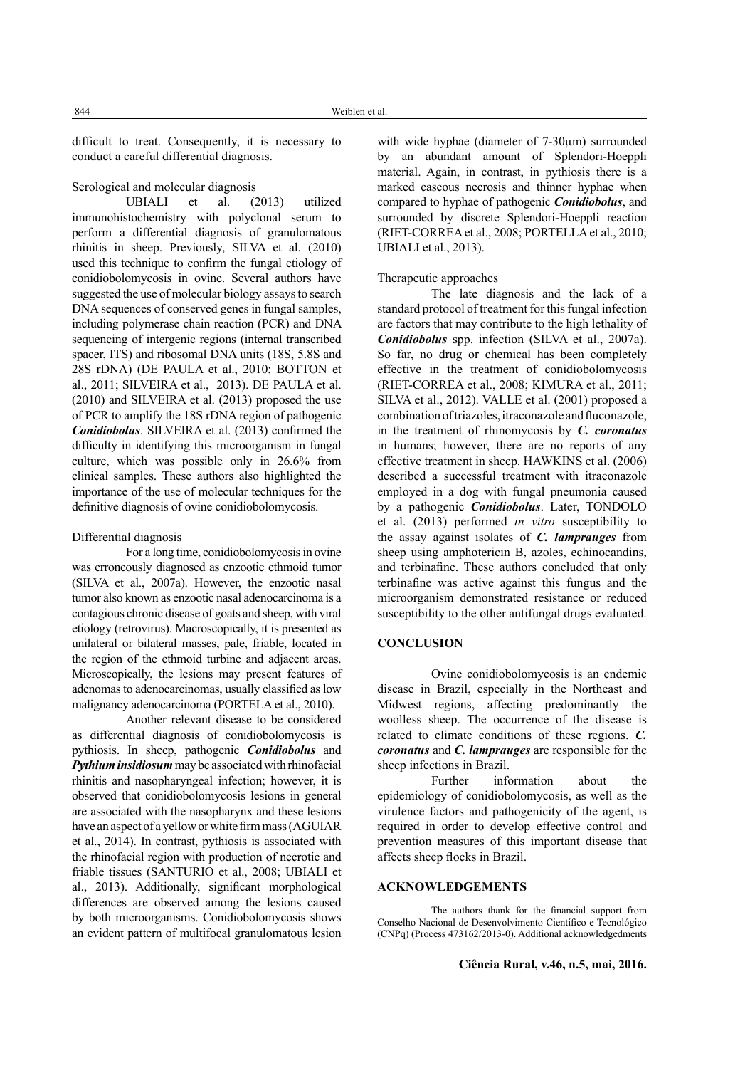difficult to treat. Consequently, it is necessary to conduct a careful differential diagnosis.

### Serological and molecular diagnosis

UBIALI et al. (2013) utilized immunohistochemistry with polyclonal serum to perform a differential diagnosis of granulomatous rhinitis in sheep. Previously, SILVA et al. (2010) used this technique to confirm the fungal etiology of conidiobolomycosis in ovine. Several authors have suggested the use of molecular biology assays to search DNA sequences of conserved genes in fungal samples, including polymerase chain reaction (PCR) and DNA sequencing of intergenic regions (internal transcribed spacer, ITS) and ribosomal DNA units (18S, 5.8S and 28S rDNA) (DE PAULA et al., 2010; BOTTON et al., 2011; SILVEIRA et al., 2013). DE PAULA et al. (2010) and SILVEIRA et al. (2013) proposed the use of PCR to amplify the 18S rDNA region of pathogenic ***Conidiobolus***. SILVEIRA et al. (2013) confirmed the difficulty in identifying this microorganism in fungal culture, which was possible only in 26.6% from clinical samples. These authors also highlighted the importance of the use of molecular techniques for the definitive diagnosis of ovine conidiobolomycosis.

### Differential diagnosis

For a long time, conidiobolomycosis in ovine was erroneously diagnosed as enzootic ethmoid tumor (SILVA et al., 2007a). However, the enzootic nasal tumor also known as enzootic nasal adenocarcinoma is a contagious chronic disease of goats and sheep, with viral etiology (retrovirus). Macroscopically, it is presented as unilateral or bilateral masses, pale, friable, located in the region of the ethmoid turbine and adjacent areas. Microscopically, the lesions may present features of adenomas to adenocarcinomas, usually classified as low malignancy adenocarcinoma (PORTELA et al., 2010).

Another relevant disease to be considered as differential diagnosis of conidiobolomycosis is pythiosis. In sheep, pathogenic ***Conidiobolus*** and ***Pythium insidiosum*** may be associated with rhinofacial rhinitis and nasopharyngeal infection; however, it is observed that conidiobolomycosis lesions in general are associated with the nasopharynx and these lesions have an aspect of a yellow or white firm mass (AGUIAR et al., 2014). In contrast, pythiosis is associated with the rhinofacial region with production of necrotic and friable tissues (SANTURIO et al., 2008; UBIALI et al., 2013). Additionally, significant morphological differences are observed among the lesions caused by both microorganisms. Conidiobolomycosis shows an evident pattern of multifocal granulomatous lesion with wide hyphae (diameter of 7-30μm) surrounded by an abundant amount of Splendori-Hoeppli material. Again, in contrast, in pythiosis there is a marked caseous necrosis and thinner hyphae when compared to hyphae of pathogenic ***Conidiobolus***, and surrounded by discrete Splendori-Hoeppli reaction (RIET-CORREA et al., 2008; PORTELLA et al., 2010; UBIALI et al., 2013).

### Therapeutic approaches

The late diagnosis and the lack of a standard protocol of treatment for this fungal infection are factors that may contribute to the high lethality of ***Conidiobolus*** spp. infection (SILVA et al., 2007a). So far, no drug or chemical has been completely effective in the treatment of conidiobolomycosis (RIET-CORREA et al., 2008; KIMURA et al., 2011; SILVA et al., 2012). VALLE et al. (2001) proposed a combination of triazoles, itraconazole and fluconazole, in the treatment of rhinomycosis by ***C. coronatus*** in humans; however, there are no reports of any effective treatment in sheep. HAWKINS et al. (2006) described a successful treatment with itraconazole employed in a dog with fungal pneumonia caused by a pathogenic ***Conidiobolus***. Later, TONDOLO et al. (2013) performed *in vitro* susceptibility to the assay against isolates of ***C. lamprauges*** from sheep using amphotericin B, azoles, echinocandins, and terbinafine. These authors concluded that only terbinafine was active against this fungus and the microorganism demonstrated resistance or reduced susceptibility to the other antifungal drugs evaluated.

## CONCLUSION

Ovine conidiobolomycosis is an endemic disease in Brazil, especially in the Northeast and Midwest regions, affecting predominantly the woolless sheep. The occurrence of the disease is related to climate conditions of these regions. ***C. coronatus*** and ***C. lamprauges*** are responsible for the sheep infections in Brazil.

Further information about the epidemiology of conidiobolomycosis, as well as the virulence factors and pathogenicity of the agent, is required in order to develop effective control and prevention measures of this important disease that affects sheep flocks in Brazil.

## ACKNOWLEDGEMENTS

The authors thank for the financial support from Conselho Nacional de Desenvolvimento Científico e Tecnológico (CNPq) (Process 473162/2013-0). Additional acknowledgedments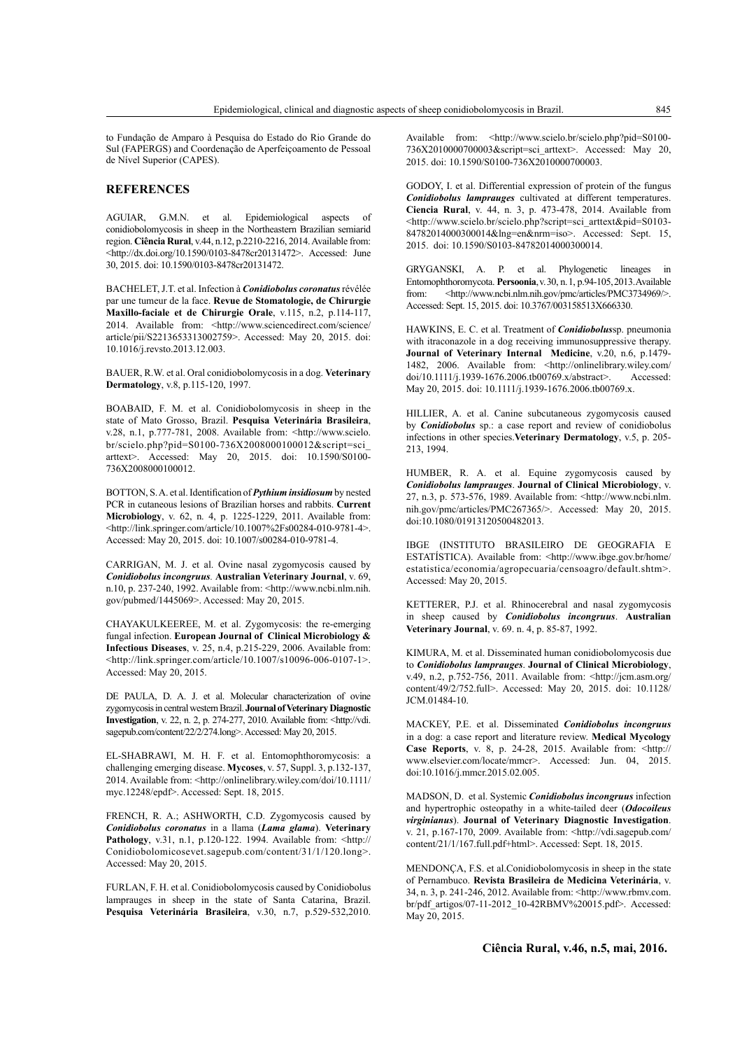to Fundação de Amparo à Pesquisa do Estado do Rio Grande do Sul (FAPERGS) and Coordenação de Aperfeiçoamento de Pessoal de Nível Superior (CAPES).

## REFERENCES

AGUIAR, G.M.N. et al. Epidemiological aspects of conidiobolomycosis in sheep in the Northeastern Brazilian semiarid region. **Ciência Rural**, v.44, n.12, p.2210-2216, 2014. Available from: <http://dx.doi.org/10.1590/0103-8478cr20131472>. Accessed: June 30, 2015. doi: 10.1590/0103-8478cr20131472.

BACHELET, J.T. et al. Infection à ***Conidiobolus coronatus*** révélée par une tumeur de la face. **Revue de Stomatologie, de Chirurgie Maxillo-faciale et de Chirurgie Orale**, v.115, n.2, p.114-117, 2014. Available from: <http://www.sciencedirect.com/science/article/pii/S2213653313002759>. Accessed: May 20, 2015. doi: 10.1016/j.revsto.2013.12.003.

BAUER, R.W. et al. Oral conidiobolomycosis in a dog. **Veterinary Dermatology**, v.8, p.115-120, 1997.

BOABAID, F. M. et al. Conidiobolomycosis in sheep in the state of Mato Grosso, Brazil. **Pesquisa Veterinária Brasileira**, v.28, n.1, p.777-781, 2008. Available from: <http://www.scielo.br/scielo.php?pid=S0100-736X2008000100012&script=sci_arttext>. Accessed: May 20, 2015. doi: 10.1590/S0100-736X2008000100012.

BOTTON, S.A. et al. Identification of ***Pythium insidiosum*** by nested PCR in cutaneous lesions of Brazilian horses and rabbits. **Current Microbiology**, v. 62, n. 4, p. 1225-1229, 2011. Available from: <http://link.springer.com/article/10.1007%2Fs00284-010-9781-4>. Accessed: May 20, 2015. doi: 10.1007/s00284-010-9781-4.

CARRIGAN, M. J. et al. Ovine nasal zygomycosis caused by ***Conidiobolus incongruus.*** **Australian Veterinary Journal**, v. 69, n.10, p. 237-240, 1992. Available from: <http://www.ncbi.nlm.nih.gov/pubmed/1445069>. Accessed: May 20, 2015.

CHAYAKULKEEREE, M. et al. Zygomycosis: the re-emerging fungal infection. **European Journal of Clinical Microbiology & Infectious Diseases**, v. 25, n.4, p.215-229, 2006. Available from: <http://link.springer.com/article/10.1007/s10096-006-0107-1>. Accessed: May 20, 2015.

DE PAULA, D. A. J. et al. Molecular characterization of ovine zygomycosis in central western Brazil. **Journal of Veterinary Diagnostic Investigation**, v. 22, n. 2, p. 274-277, 2010. Available from: <http://vdi.sagepub.com/content/22/2/274.long>. Accessed: May 20, 2015.

EL-SHABRAWI, M. H. F. et al. Entomophthoromycosis: a challenging emerging disease. **Mycoses**, v. 57, Suppl. 3, p.132-137, 2014. Available from: <http://onlinelibrary.wiley.com/doi/10.1111/myc.12248/epdf>. Accessed: Sept. 18, 2015.

FRENCH, R. A.; ASHWORTH, C.D. Zygomycosis caused by ***Conidiobolus coronatus*** in a llama (***Lama glama***). **Veterinary Pathology**, v.31, n.1, p.120-122. 1994. Available from: <http://Conidiobolomicosevet.sagepub.com/content/31/1/120.long>. Accessed: May 20, 2015.

FURLAN, F. H. et al. Conidiobolomycosis caused by Conidiobolus lamprauges in sheep in the state of Santa Catarina, Brazil. **Pesquisa Veterinária Brasileira**, v.30, n.7, p.529-532,2010. Available from: <http://www.scielo.br/scielo.php?pid=S0100-736X2010000700003&script=sci_arttext>. Accessed: May 20, 2015. doi: 10.1590/S0100-736X2010000700003.

GODOY, I. et al. Differential expression of protein of the fungus ***Conidiobolus lamprauges*** cultivated at different temperatures. **Ciencia Rural**, v. 44, n. 3, p. 473-478, 2014. Available from <http://www.scielo.br/scielo.php?script=sci_arttext&pid=S0103-84782014000300014&lng=en&nrm=iso>. Accessed: Sept. 15, 2015. doi: 10.1590/S0103-84782014000300014.

GRYGANSKI, A. P. et al. Phylogenetic lineages in Entomophthoromycota. **Persoonia**, v. 30, n. 1, p.94-105, 2013. Available from: <http://www.ncbi.nlm.nih.gov/pmc/articles/PMC3734969/>. Accessed: Sept. 15, 2015. doi: 10.3767/003158513X666330.

HAWKINS, E. C. et al. Treatment of ***Conidiobolus***sp. pneumonia with itraconazole in a dog receiving immunosuppressive therapy. **Journal of Veterinary Internal Medicine**, v.20, n.6, p.1479-1482, 2006. Available from: <http://onlinelibrary.wiley.com/doi/10.1111/j.1939-1676.2006.tb00769.x/abstract>. Accessed: May 20, 2015. doi: 10.1111/j.1939-1676.2006.tb00769.x.

HILLIER, A. et al. Canine subcutaneous zygomycosis caused by ***Conidiobolus*** sp.: a case report and review of conidiobolus infections in other species.**Veterinary Dermatology**, v.5, p. 205-213, 1994.

HUMBER, R. A. et al. Equine zygomycosis caused by ***Conidiobolus lamprauges***. **Journal of Clinical Microbiology**, v. 27, n.3, p. 573-576, 1989. Available from: <http://www.ncbi.nlm.nih.gov/pmc/articles/PMC267365/>. Accessed: May 20, 2015. doi:10.1080/01913120500482013.

IBGE (INSTITUTO BRASILEIRO DE GEOGRAFIA E ESTATÍSTICA). Available from: <http://www.ibge.gov.br/home/estatistica/economia/agropecuaria/censoagro/default.shtm>. Accessed: May 20, 2015.

KETTERER, P.J. et al. Rhinocerebral and nasal zygomycosis in sheep caused by ***Conidiobolus incongruus***. **Australian Veterinary Journal**, v. 69. n. 4, p. 85-87, 1992.

KIMURA, M. et al. Disseminated human conidiobolomycosis due to ***Conidiobolus lamprauges***. **Journal of Clinical Microbiology**, v.49, n.2, p.752-756, 2011. Available from: <http://jcm.asm.org/content/49/2/752.full>. Accessed: May 20, 2015. doi: 10.1128/JCM.01484-10.

MACKEY, P.E. et al. Disseminated ***Conidiobolus incongruus*** in a dog: a case report and literature review. **Medical Mycology Case Reports**, v. 8, p. 24-28, 2015. Available from: <http://www.elsevier.com/locate/mmcr>. Accessed: Jun. 04, 2015. doi:10.1016/j.mmcr.2015.02.005.

MADSON, D. et al. Systemic ***Conidiobolus incongruus*** infection and hypertrophic osteopathy in a white-tailed deer (***Odocoileus virginianus***). **Journal of Veterinary Diagnostic Investigation**. v. 21, p.167-170, 2009. Available from: <http://vdi.sagepub.com/content/21/1/167.full.pdf+html>. Accessed: Sept. 18, 2015.

MENDONÇA, F.S. et al.Conidiobolomycosis in sheep in the state of Pernambuco. **Revista Brasileira de Medicina Veterinária**, v. 34, n. 3, p. 241-246, 2012. Available from: <http://www.rbmv.com.br/pdf_artigos/07-11-2012_10-42RBMV%20015.pdf>. Accessed: May 20, 2015.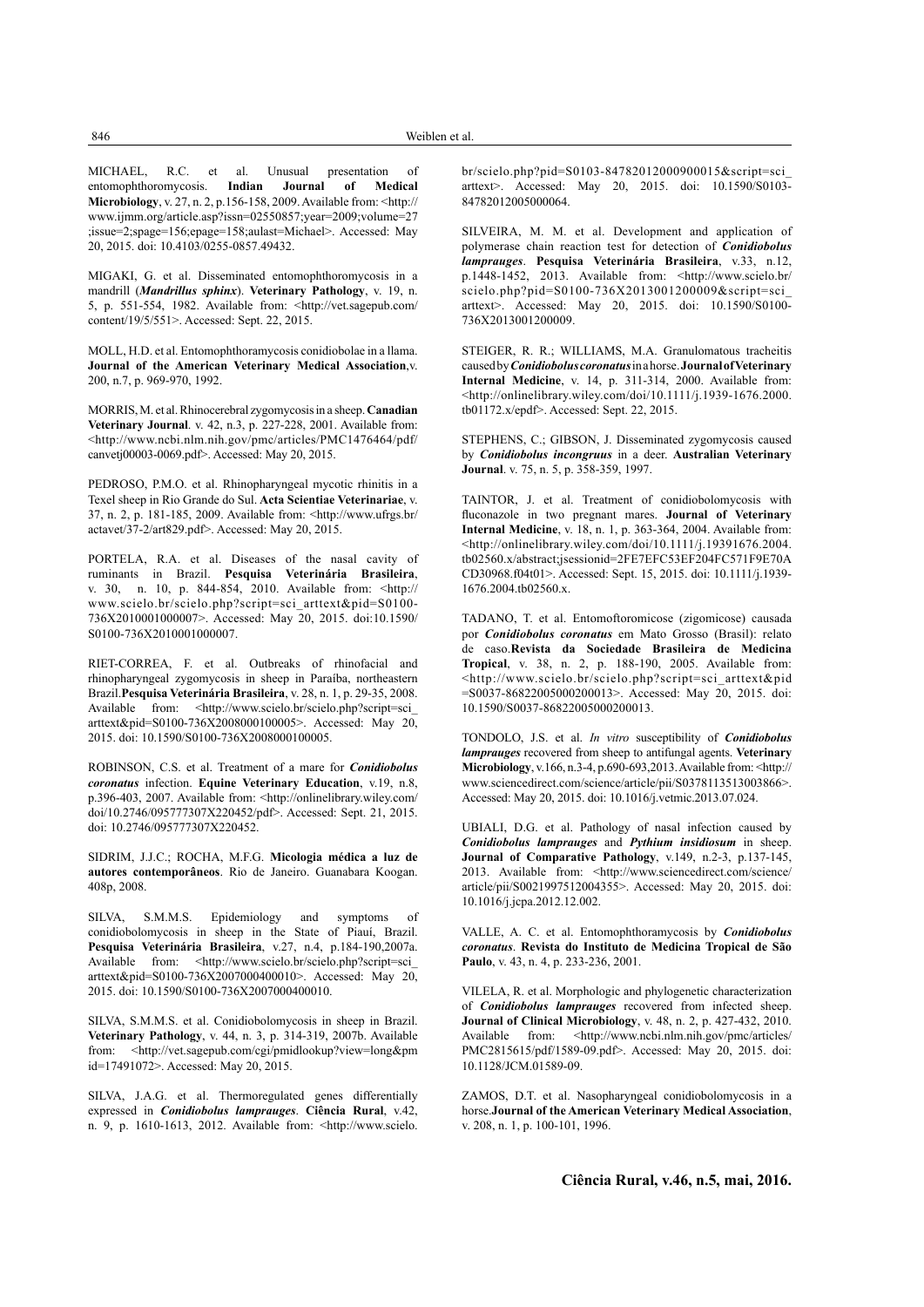MICHAEL, R.C. et al. Unusual presentation of entomophthoromycosis. **Indian Journal of Medical Microbiology**, v. 27, n. 2, p.156-158, 2009. Available from: <http://www.ijmm.org/article.asp?issn=02550857;year=2009;volume=27;issue=2;spage=156;epage=158;aulast=Michael>. Accessed: May 20, 2015. doi: 10.4103/0255-0857.49432.

MIGAKI, G. et al. Disseminated entomophthoromycosis in a mandrill (***Mandrillus sphinx***). **Veterinary Pathology**, v. 19, n. 5, p. 551-554, 1982. Available from: <http://vet.sagepub.com/content/19/5/551>. Accessed: Sept. 22, 2015.

MOLL, H.D. et al. Entomophthoramycosis conidiobolae in a llama. **Journal of the American Veterinary Medical Association**, v. 200, n.7, p. 969-970, 1992.

MORRIS, M. et al. Rhinocerebral zygomycosis in a sheep. **Canadian Veterinary Journal**. v. 42, n.3, p. 227-228, 2001. Available from: <http://www.ncbi.nlm.nih.gov/pmc/articles/PMC1476464/pdf/canvetj00003-0069.pdf>. Accessed: May 20, 2015.

PEDROSO, P.M.O. et al. Rhinopharyngeal mycotic rhinitis in a Texel sheep in Rio Grande do Sul. **Acta Scientiae Veterinariae**, v. 37, n. 2, p. 181-185, 2009. Available from: <http://www.ufrgs.br/actavet/37-2/art829.pdf>. Accessed: May 20, 2015.

PORTELA, R.A. et al. Diseases of the nasal cavity of ruminants in Brazil. **Pesquisa Veterinária Brasileira**, v. 30, n. 10, p. 844-854, 2010. Available from: <http://www.scielo.br/scielo.php?script=sci_arttext&pid=S0100-736X2010001000007>. Accessed: May 20, 2015. doi:10.1590/S0100-736X2010001000007.

RIET-CORREA, F. et al. Outbreaks of rhinofacial and rhinopharyngeal zygomycosis in sheep in Paraíba, northeastern Brazil. **Pesquisa Veterinária Brasileira**, v. 28, n. 1, p. 29-35, 2008. Available from: <http://www.scielo.br/scielo.php?script=sci_arttext&pid=S0100-736X2008000100005>. Accessed: May 20, 2015. doi: 10.1590/S0100-736X2008000100005.

ROBINSON, C.S. et al. Treatment of a mare for ***Conidiobolus coronatus*** infection. **Equine Veterinary Education**, v.19, n.8, p.396-403, 2007. Available from: <http://onlinelibrary.wiley.com/doi/10.2746/095777307X220452/pdf>. Accessed: Sept. 21, 2015. doi: 10.2746/095777307X220452.

SIDRIM, J.J.C.; ROCHA, M.F.G. **Micologia médica a luz de autores contemporâneos**. Rio de Janeiro. Guanabara Koogan. 408p, 2008.

SILVA, S.M.M.S. Epidemiology and symptoms of conidiobolomycosis in sheep in the State of Piauí, Brazil. **Pesquisa Veterinária Brasileira**, v.27, n.4, p.184-190,2007a. Available from: <http://www.scielo.br/scielo.php?script=sci_arttext&pid=S0100-736X2007000400010>. Accessed: May 20, 2015. doi: 10.1590/S0100-736X2007000400010.

SILVA, S.M.M.S. et al. Conidiobolomycosis in sheep in Brazil. **Veterinary Pathology**, v. 44, n. 3, p. 314-319, 2007b. Available from: <http://vet.sagepub.com/cgi/pmidlookup?view=long&pmid=17491072>. Accessed: May 20, 2015.

SILVA, J.A.G. et al. Thermoregulated genes differentially expressed in ***Conidiobolus lamprauges***. **Ciência Rural**, v.42, n. 9, p. 1610-1613, 2012. Available from: <http://www.scielo.br/scielo.php?pid=S0103-84782012000900015&script=sci_arttext>. Accessed: May 20, 2015. doi: 10.1590/S0103-84782012005000064.

SILVEIRA, M. M. et al. Development and application of polymerase chain reaction test for detection of ***Conidiobolus lamprauges***. **Pesquisa Veterinária Brasileira**, v.33, n.12, p.1448-1452, 2013. Available from: <http://www.scielo.br/scielo.php?pid=S0100-736X2013001200009&script=sci_arttext>. Accessed: May 20, 2015. doi: 10.1590/S0100-736X2013001200009.

STEIGER, R. R.; WILLIAMS, M.A. Granulomatous tracheitis caused by ***Conidiobolus coronatus*** in a horse. **Journal of Veterinary Internal Medicine**, v. 14, p. 311-314, 2000. Available from: <http://onlinelibrary.wiley.com/doi/10.1111/j.1939-1676.2000.tb01172.x/epdf>. Accessed: Sept. 22, 2015.

STEPHENS, C.; GIBSON, J. Disseminated zygomycosis caused by ***Conidiobolus incongruus*** in a deer. **Australian Veterinary Journal**. v. 75, n. 5, p. 358-359, 1997.

TAINTOR, J. et al. Treatment of conidiobolomycosis with fluconazole in two pregnant mares. **Journal of Veterinary Internal Medicine**, v. 18, n. 1, p. 363-364, 2004. Available from: <http://onlinelibrary.wiley.com/doi/10.1111/j.19391676.2004.tb02560.x/abstract;jsessionid=2FE7EFC53EF204FC571F9E70ACD30968.f04t01>. Accessed: Sept. 15, 2015. doi: 10.1111/j.1939-1676.2004.tb02560.x.

TADANO, T. et al. Entomoftoromicose (zigomicose) causada por ***Conidiobolus coronatus*** em Mato Grosso (Brasil): relato de caso. **Revista da Sociedade Brasileira de Medicina Tropical**, v. 38, n. 2, p. 188-190, 2005. Available from: <http://www.scielo.br/scielo.php?script=sci_arttext&pid=S0037-86822005000200013>. Accessed: May 20, 2015. doi: 10.1590/S0037-86822005000200013.

TONDOLO, J.S. et al. *In vitro* susceptibility of ***Conidiobolus lamprauges*** recovered from sheep to antifungal agents. **Veterinary Microbiology**, v.166, n.3-4, p.690-693, 2013. Available from: <http://www.sciencedirect.com/science/article/pii/S0378113513003866>. Accessed: May 20, 2015. doi: 10.1016/j.vetmic.2013.07.024.

UBIALI, D.G. et al. Pathology of nasal infection caused by ***Conidiobolus lamprauges*** and ***Pythium insidiosum*** in sheep. **Journal of Comparative Pathology**, v.149, n.2-3, p.137-145, 2013. Available from: <http://www.sciencedirect.com/science/article/pii/S0021997512004355>. Accessed: May 20, 2015. doi: 10.1016/j.jcpa.2012.12.002.

VALLE, A. C. et al. Entomophthoramycosis by ***Conidiobolus coronatus***. **Revista do Instituto de Medicina Tropical de São Paulo**, v. 43, n. 4, p. 233-236, 2001.

VILELA, R. et al. Morphologic and phylogenetic characterization of ***Conidiobolus lamprauges*** recovered from infected sheep. **Journal of Clinical Microbiology**, v. 48, n. 2, p. 427-432, 2010. Available from: <http://www.ncbi.nlm.nih.gov/pmc/articles/PMC2815615/pdf/1589-09.pdf>. Accessed: May 20, 2015. doi: 10.1128/JCM.01589-09.

ZAMOS, D.T. et al. Nasopharyngeal conidiobolomycosis in a horse. **Journal of the American Veterinary Medical Association**, v. 208, n. 1, p. 100-101, 1996.